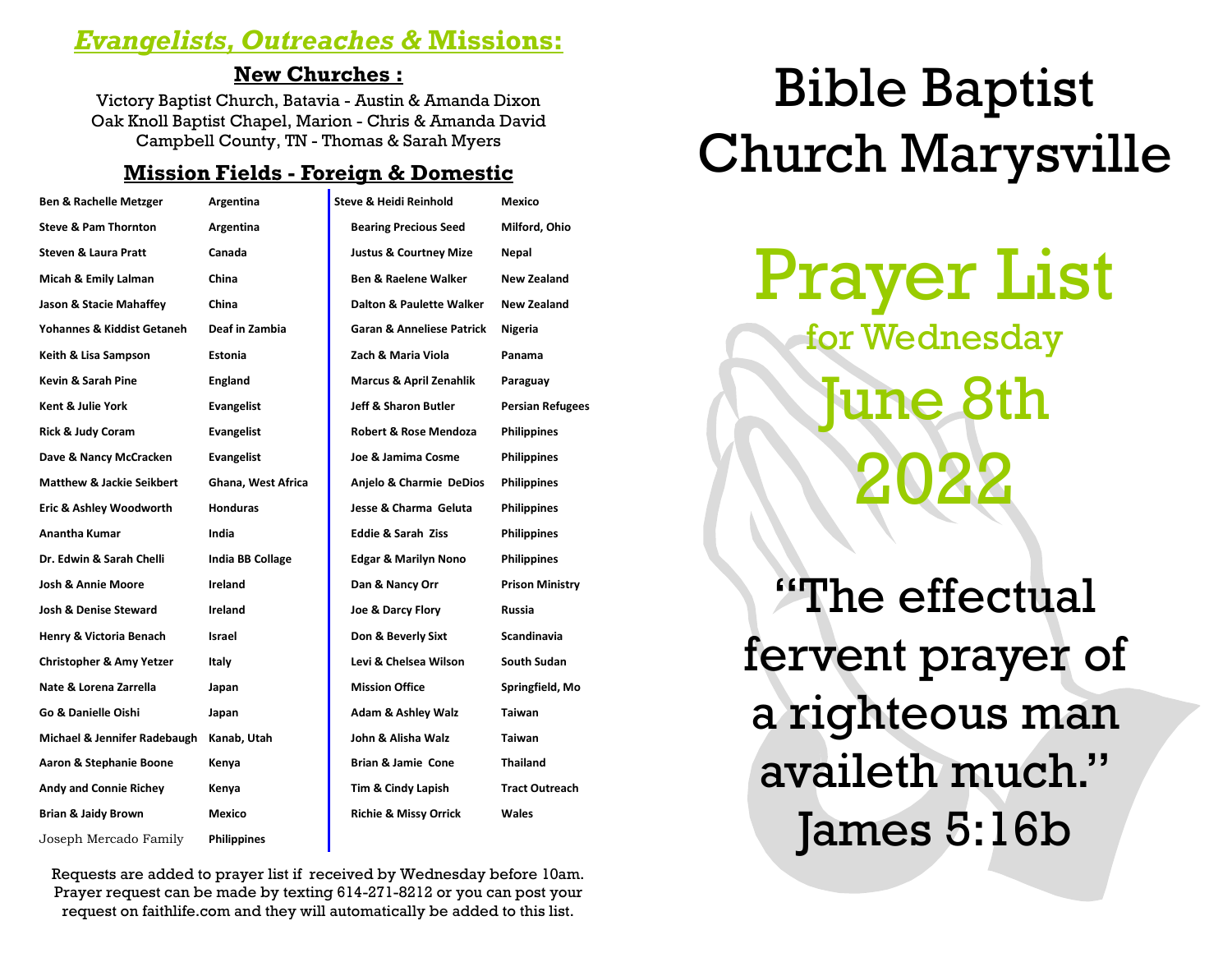## *Evangelists, Outreaches &* Missions:

### New Churches :

Victory Baptist Church, Batavia - Austin & Amanda Dixon
Oak Knoll Baptist Chapel, Marion - Chris & Amanda David
Campbell County, TN - Thomas & Sarah Myers

### Mission Fields - Foreign & Domestic

| | |
|---|---|
| **Ben & Rachelle Metzger** | **Argentina** |
| **Steve & Pam Thornton** | **Argentina** |
| **Steven & Laura Pratt** | **Canada** |
| **Micah & Emily Lalman** | **China** |
| **Jason & Stacie Mahaffey** | **China** |
| **Yohannes & Kiddist Getaneh** | **Deaf in Zambia** |
| **Keith & Lisa Sampson** | **Estonia** |
| **Kevin & Sarah Pine** | **England** |
| **Kent & Julie York** | **Evangelist** |
| **Rick & Judy Coram** | **Evangelist** |
| **Dave & Nancy McCracken** | **Evangelist** |
| **Matthew & Jackie Seikbert** | **Ghana, West Africa** |
| **Eric & Ashley Woodworth** | **Honduras** |
| **Anantha Kumar** | **India** |
| **Dr. Edwin & Sarah Chelli** | **India BB Collage** |
| **Josh & Annie Moore** | **Ireland** |
| **Josh & Denise Steward** | **Ireland** |
| **Henry & Victoria Benach** | **Israel** |
| **Christopher & Amy Yetzer** | **Italy** |
| **Nate & Lorena Zarrella** | **Japan** |
| **Go & Danielle Oishi** | **Japan** |
| **Michael & Jennifer Radebaugh** | **Kanab, Utah** |
| **Aaron & Stephanie Boone** | **Kenya** |
| **Andy and Connie Richey** | **Kenya** |
| **Brian & Jaidy Brown** | **Mexico** |
| Joseph Mercado Family | **Philippines** |
| **Steve & Heidi Reinhold** | **Mexico** |
| **Bearing Precious Seed** | **Milford, Ohio** |
| **Justus & Courtney Mize** | **Nepal** |
| **Ben & Raelene Walker** | **New Zealand** |
| **Dalton & Paulette Walker** | **New Zealand** |
| **Garan & Anneliese Patrick** | **Nigeria** |
| **Zach & Maria Viola** | **Panama** |
| **Marcus & April Zenahlik** | **Paraguay** |
| **Jeff & Sharon Butler** | **Persian Refugees** |
| **Robert & Rose Mendoza** | **Philippines** |
| **Joe & Jamima Cosme** | **Philippines** |
| **Anjelo & Charmie DeDios** | **Philippines** |
| **Jesse & Charma Geluta** | **Philippines** |
| **Eddie & Sarah Ziss** | **Philippines** |
| **Edgar & Marilyn Nono** | **Philippines** |
| **Dan & Nancy Orr** | **Prison Ministry** |
| **Joe & Darcy Flory** | **Russia** |
| **Don & Beverly Sixt** | **Scandinavia** |
| **Levi & Chelsea Wilson** | **South Sudan** |
| **Mission Office** | **Springfield, Mo** |
| **Adam & Ashley Walz** | **Taiwan** |
| **John & Alisha Walz** | **Taiwan** |
| **Brian & Jamie Cone** | **Thailand** |
| **Tim & Cindy Lapish** | **Tract Outreach** |
| **Richie & Missy Orrick** | **Wales** |

Requests are added to prayer list if received by Wednesday before 10am. Prayer request can be made by texting 614-271-8212 or you can post your request on faithlife.com and they will automatically be added to this list.

# Bible Baptist Church Marysville

# Prayer List

## for Wednesday

## June 8th 2022

"The effectual fervent prayer of a righteous man availeth much."
James 5:16b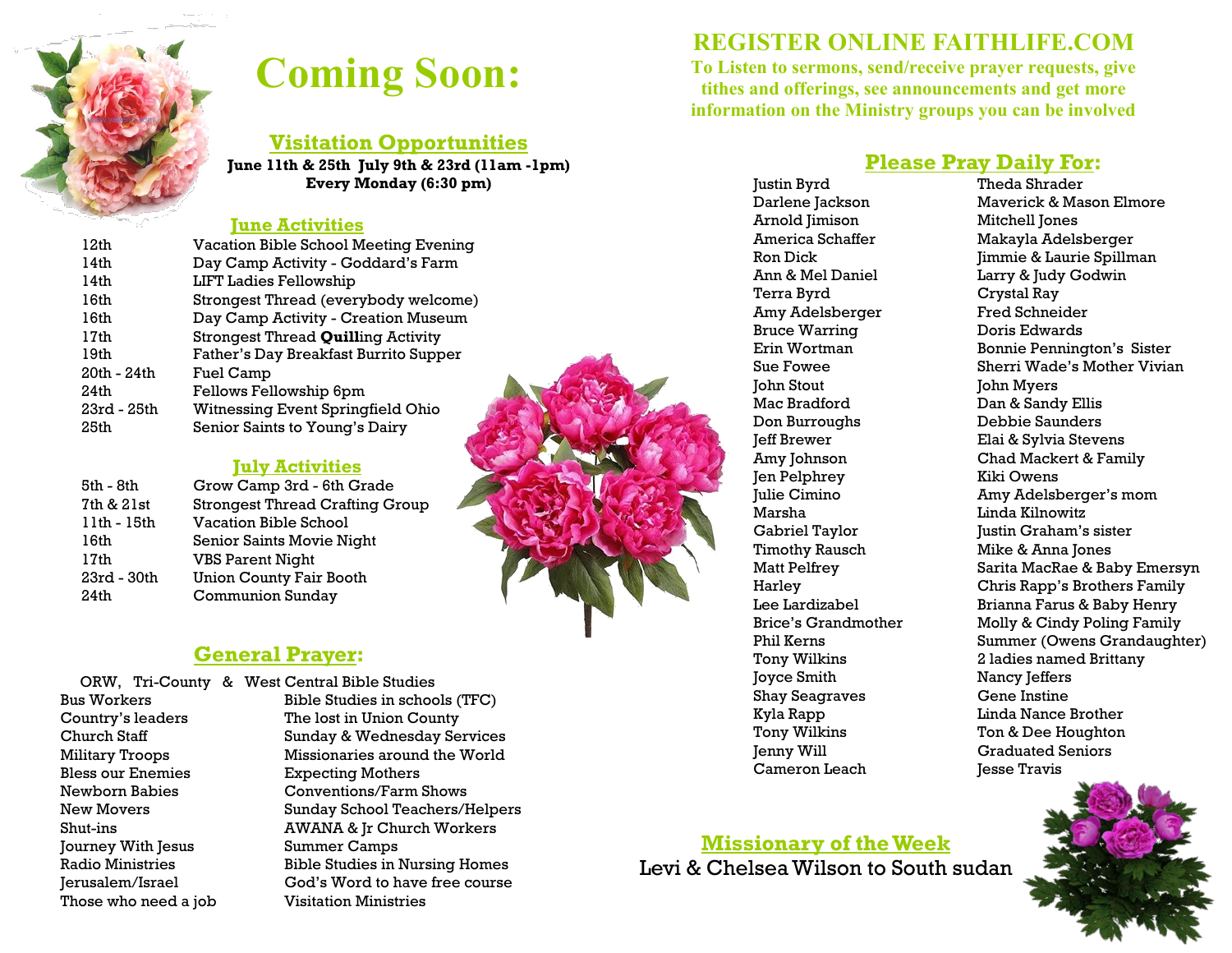# Coming Soon:

## Visitation Opportunities

**June 11th & 25th July 9th & 23rd (11am -1pm)**
**Every Monday (6:30 pm)**

## June Activities

| | |
|---|---|
| 12th | Vacation Bible School Meeting Evening |
| 14th | Day Camp Activity - Goddard's Farm |
| 14th | LIFT Ladies Fellowship |
| 16th | Strongest Thread (everybody welcome) |
| 16th | Day Camp Activity - Creation Museum |
| 17th | Strongest Thread **Quill**ing Activity |
| 19th | Father's Day Breakfast Burrito Supper |
| 20th - 24th | Fuel Camp |
| 24th | Fellows Fellowship 6pm |
| 23rd - 25th | Witnessing Event Springfield Ohio |
| 25th | Senior Saints to Young's Dairy |

## July Activities

| | |
|---|---|
| 5th - 8th | Grow Camp 3rd - 6th Grade |
| 7th & 21st | Strongest Thread Crafting Group |
| 11th - 15th | Vacation Bible School |
| 16th | Senior Saints Movie Night |
| 17th | VBS Parent Night |
| 23rd - 30th | Union County Fair Booth |
| 24th | Communion Sunday |

## General Prayer:

ORW, Tri-County & West Central Bible Studies

- Bus Workers
- Country's leaders
- Church Staff
- Military Troops
- Bless our Enemies
- Newborn Babies
- New Movers
- Shut-ins
- Journey With Jesus
- Radio Ministries
- Jerusalem/Israel
- Those who need a job
- Bible Studies in schools (TFC)
- The lost in Union County
- Sunday & Wednesday Services
- Missionaries around the World
- Expecting Mothers
- Conventions/Farm Shows
- Sunday School Teachers/Helpers
- AWANA & Jr Church Workers
- Summer Camps
- Bible Studies in Nursing Homes
- God's Word to have free course
- Visitation Ministries

## REGISTER ONLINE FAITHLIFE.COM

**To Listen to sermons, send/receive prayer requests, give tithes and offerings, see announcements and get more information on the Ministry groups you can be involved**

## Please Pray Daily For:

- Justin Byrd
- Darlene Jackson
- Arnold Jimison
- America Schaffer
- Ron Dick
- Ann & Mel Daniel
- Terra Byrd
- Amy Adelsberger
- Bruce Warring
- Erin Wortman
- Sue Fowee
- John Stout
- Mac Bradford
- Don Burroughs
- Jeff Brewer
- Amy Johnson
- Jen Pelphrey
- Julie Cimino
- Marsha
- Gabriel Taylor
- Timothy Rausch
- Matt Pelfrey
- Harley
- Lee Lardizabel
- Brice's Grandmother
- Phil Kerns
- Tony Wilkins
- Joyce Smith
- Shay Seagraves
- Kyla Rapp
- Tony Wilkins
- Jenny Will
- Cameron Leach
- Theda Shrader
- Maverick & Mason Elmore
- Mitchell Jones
- Makayla Adelsberger
- Jimmie & Laurie Spillman
- Larry & Judy Godwin
- Crystal Ray
- Fred Schneider
- Doris Edwards
- Bonnie Pennington's Sister
- Sherri Wade's Mother Vivian
- John Myers
- Dan & Sandy Ellis
- Debbie Saunders
- Elai & Sylvia Stevens
- Chad Mackert & Family
- Kiki Owens
- Amy Adelsberger's mom
- Linda Kilnowitz
- Justin Graham's sister
- Mike & Anna Jones
- Sarita MacRae & Baby Emersyn
- Chris Rapp's Brothers Family
- Brianna Farus & Baby Henry
- Molly & Cindy Poling Family
- Summer (Owens Grandaughter)
- 2 ladies named Brittany
- Nancy Jeffers
- Gene Instine
- Linda Nance Brother
- Ton & Dee Houghton
- Graduated Seniors
- Jesse Travis

## Missionary of the Week

Levi & Chelsea Wilson to South sudan